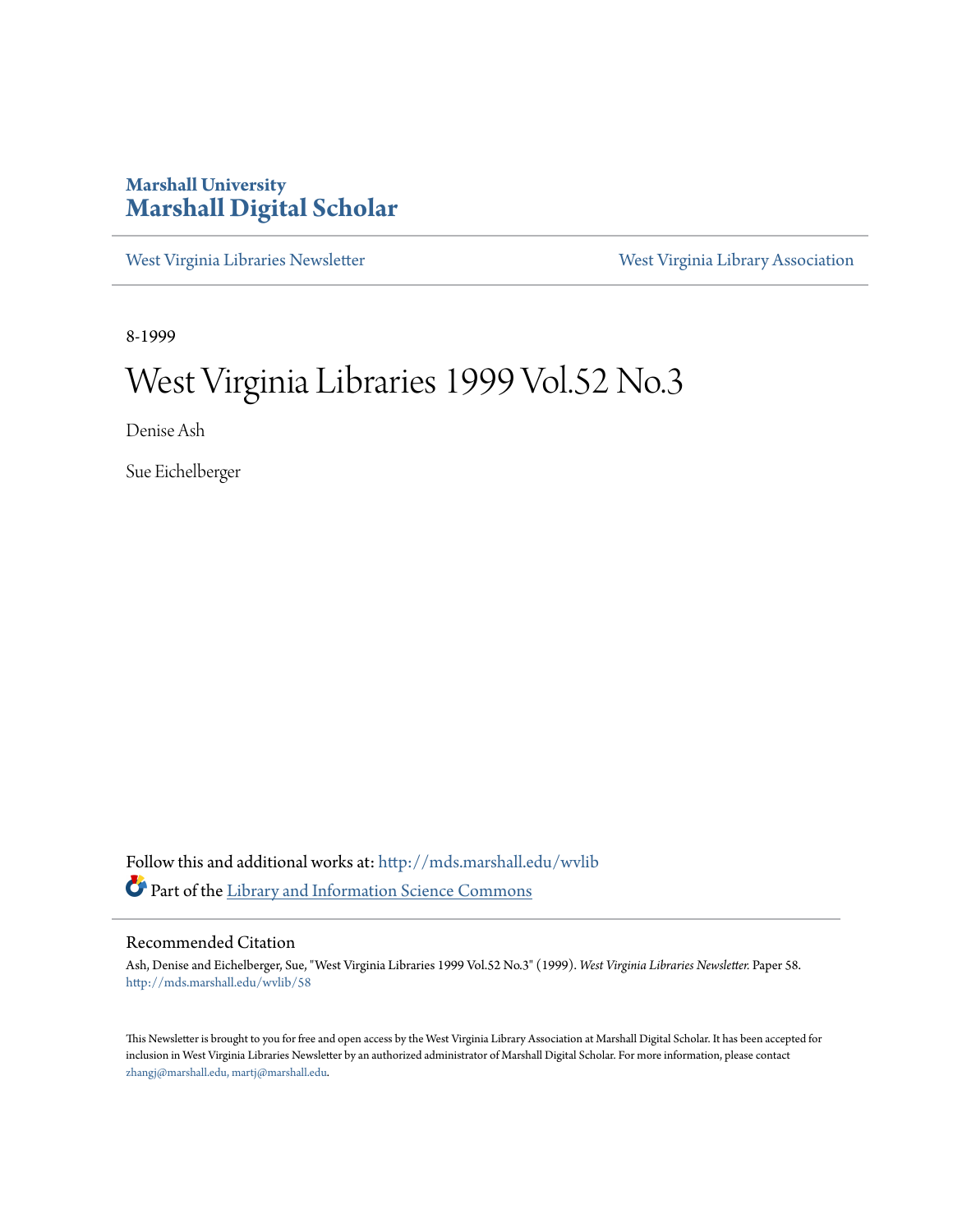Marshall University

# Marshall Digital Scholar

West Virginia Libraries Newsletter | West Virginia Library Association

8-1999

# West Virginia Libraries 1999 Vol.52 No.3

Denise Ash

Sue Eichelberger

Follow this and additional works at: http://mds.marshall.edu/wvlib

Part of the Library and Information Science Commons

## Recommended Citation

Ash, Denise and Eichelberger, Sue, "West Virginia Libraries 1999 Vol.52 No.3" (1999). *West Virginia Libraries Newsletter.* Paper 58.
http://mds.marshall.edu/wvlib/58

This Newsletter is brought to you for free and open access by the West Virginia Library Association at Marshall Digital Scholar. It has been accepted for inclusion in West Virginia Libraries Newsletter by an authorized administrator of Marshall Digital Scholar. For more information, please contact zhangj@marshall.edu, martj@marshall.edu.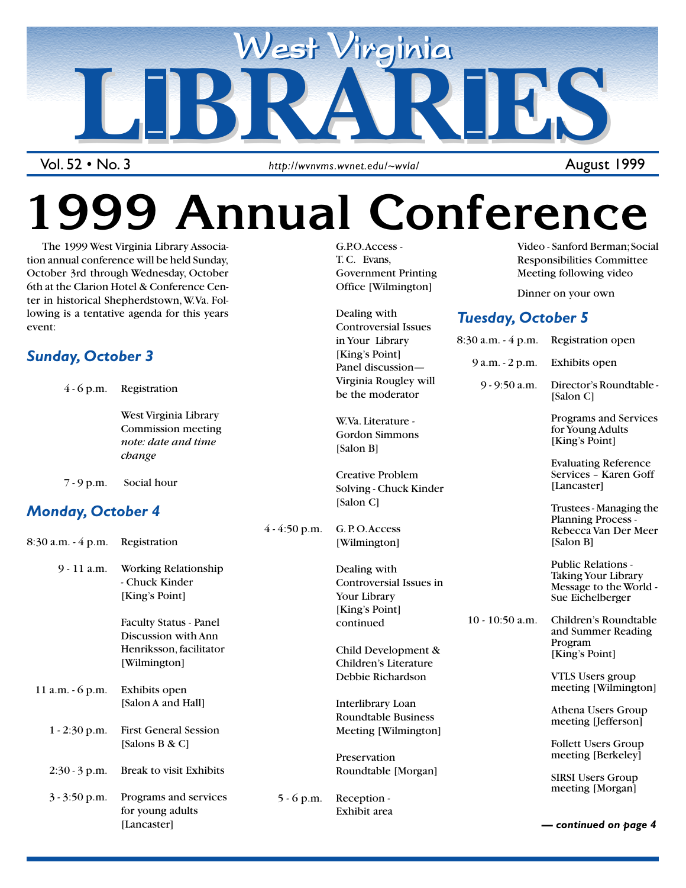# West Virginia LIBRARIES

Vol. 52 • No. 3 — http://wvnvms.wvnet.edu/~wvla/ — August 1999

# 1999 Annual Conference

The 1999 West Virginia Library Association annual conference will be held Sunday, October 3rd through Wednesday, October 6th at the Clarion Hotel & Conference Center in historical Shepherdstown, W.Va. Following is a tentative agenda for this years event:

## *Sunday, October 3*

| | |
|---|---|
| 4 - 6 p.m. | Registration |
| | West Virginia Library Commission meeting *note: date and time change* |
| 7 - 9 p.m. | Social hour |

## *Monday, October 4*

| | |
|---|---|
| 8:30 a.m. - 4 p.m. | Registration |
| 9 - 11 a.m. | Working Relationship - Chuck Kinder [King's Point] |
| | Faculty Status - Panel Discussion with Ann Henriksson, facilitator [Wilmington] |
| 11 a.m. - 6 p.m. | Exhibits open [Salon A and Hall] |
| 1 - 2:30 p.m. | First General Session [Salons B & C] |
| 2:30 - 3 p.m. | Break to visit Exhibits |
| 3 - 3:50 p.m. | Programs and services for young adults [Lancaster] |
| | G.P.O. Access - T. C. Evans, Government Printing Office [Wilmington] |
| | Dealing with Controversial Issues in Your Library [King's Point] Panel discussion—Virginia Rougley will be the moderator |
| | W.Va. Literature - Gordon Simmons [Salon B] |
| | Creative Problem Solving - Chuck Kinder [Salon C] |
| 4 - 4:50 p.m. | G. P. O. Access [Wilmington] |
| | Dealing with Controversial Issues in Your Library [King's Point] continued |
| | Child Development & Children's Literature Debbie Richardson |
| | Interlibrary Loan Roundtable Business Meeting [Wilmington] |
| | Preservation Roundtable [Morgan] |
| 5 - 6 p.m. | Reception - Exhibit area |
| | Video - Sanford Berman; Social Responsibilities Committee Meeting following video |
| | Dinner on your own |

## *Tuesday, October 5*

| | |
|---|---|
| 8:30 a.m. - 4 p.m. | Registration open |
| 9 a.m. - 2 p.m. | Exhibits open |
| 9 - 9:50 a.m. | Director's Roundtable - [Salon C] |
| | Programs and Services for Young Adults [King's Point] |
| | Evaluating Reference Services – Karen Goff [Lancaster] |
| | Trustees - Managing the Planning Process - Rebecca Van Der Meer [Salon B] |
| | Public Relations - Taking Your Library Message to the World - Sue Eichelberger |
| 10 - 10:50 a.m. | Children's Roundtable and Summer Reading Program [King's Point] |
| | VTLS Users group meeting [Wilmington] |
| | Athena Users Group meeting [Jefferson] |
| | Follett Users Group meeting [Berkeley] |
| | SIRSI Users Group meeting [Morgan] |

***— continued on page 4***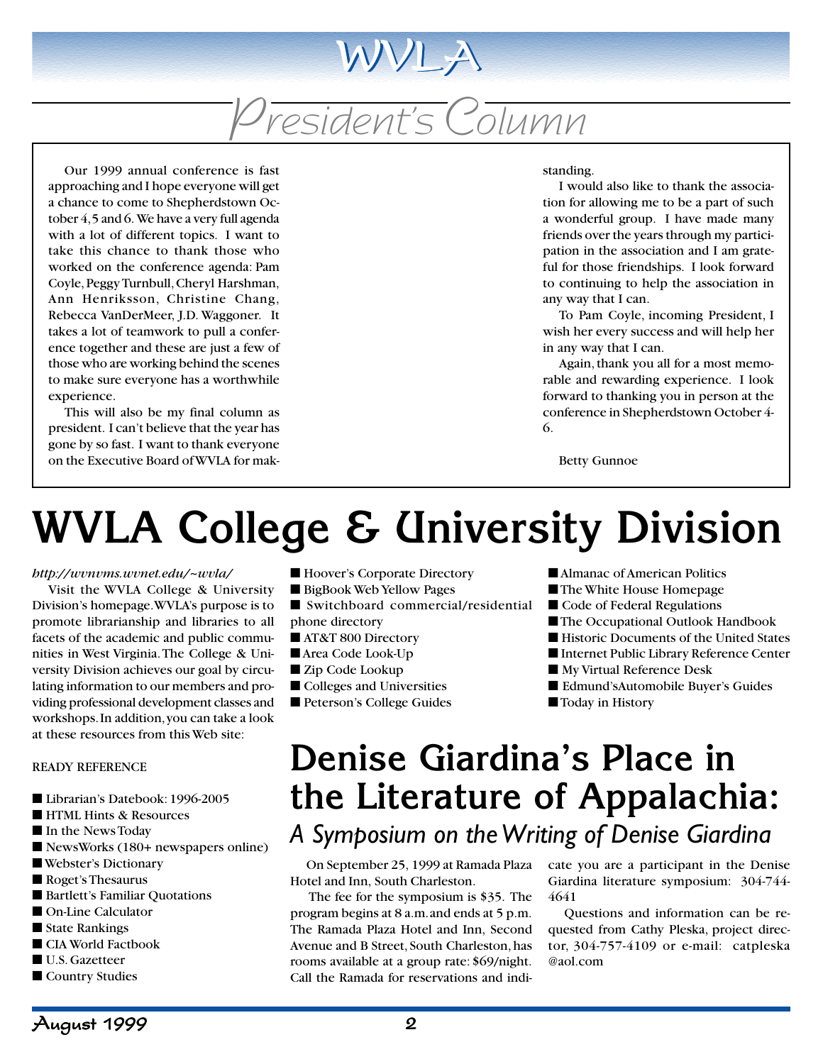# WVLA

## President's Column

Our 1999 annual conference is fast approaching and I hope everyone will get a chance to come to Shepherdstown October 4, 5 and 6. We have a very full agenda with a lot of different topics. I want to take this chance to thank those who worked on the conference agenda: Pam Coyle, Peggy Turnbull, Cheryl Harshman, Ann Henriksson, Christine Chang, Rebecca VanDerMeer, J.D. Waggoner. It takes a lot of teamwork to pull a conference together and these are just a few of those who are working behind the scenes to make sure everyone has a worthwhile experience.

This will also be my final column as president. I can't believe that the year has gone by so fast. I want to thank everyone on the Executive Board of WVLA for making it outstanding.

I would also like to thank the association for allowing me to be a part of such a wonderful group. I have made many friends over the years through my participation in the association and I am grateful for those friendships. I look forward to continuing to help the association in any way that I can.

To Pam Coyle, incoming President, I wish her every success and will help her in any way that I can.

Again, thank you all for a most memorable and rewarding experience. I look forward to thanking you in person at the conference in Shepherdstown October 4-6.

Betty Gunnoe

# WVLA College & University Division

*http://wvnvms.wvnet.edu/~wvla/*

Visit the WVLA College & University Division's homepage. WVLA's purpose is to promote librarianship and libraries to all facets of the academic and public communities in West Virginia. The College & University Division achieves our goal by circulating information to our members and providing professional development classes and workshops. In addition, you can take a look at these resources from this Web site:

READY REFERENCE

- Librarian's Datebook: 1996-2005
- HTML Hints & Resources
- In the News Today
- NewsWorks (180+ newspapers online)
- Webster's Dictionary
- Roget's Thesaurus
- Bartlett's Familiar Quotations
- On-Line Calculator
- State Rankings
- CIA World Factbook
- U.S. Gazetteer
- Country Studies
- Hoover's Corporate Directory
- BigBook Web Yellow Pages
- Switchboard commercial/residential phone directory
- AT&T 800 Directory
- Area Code Look-Up
- Zip Code Lookup
- Colleges and Universities
- Peterson's College Guides
- Almanac of American Politics
- The White House Homepage
- Code of Federal Regulations
- The Occupational Outlook Handbook
- Historic Documents of the United States
- Internet Public Library Reference Center
- My Virtual Reference Desk
- Edmund'sAutomobile Buyer's Guides
- Today in History

# Denise Giardina's Place in the Literature of Appalachia:

## *A Symposium on the Writing of Denise Giardina*

On September 25, 1999 at Ramada Plaza Hotel and Inn, South Charleston.

The fee for the symposium is $35. The program begins at 8 a.m. and ends at 5 p.m. The Ramada Plaza Hotel and Inn, Second Avenue and B Street, South Charleston, has rooms available at a group rate: $69/night. Call the Ramada for reservations and indicate you are a participant in the Denise Giardina literature symposium: 304-744-4641

Questions and information can be requested from Cathy Pleska, project director, 304-757-4109 or e-mail: catpleska @aol.com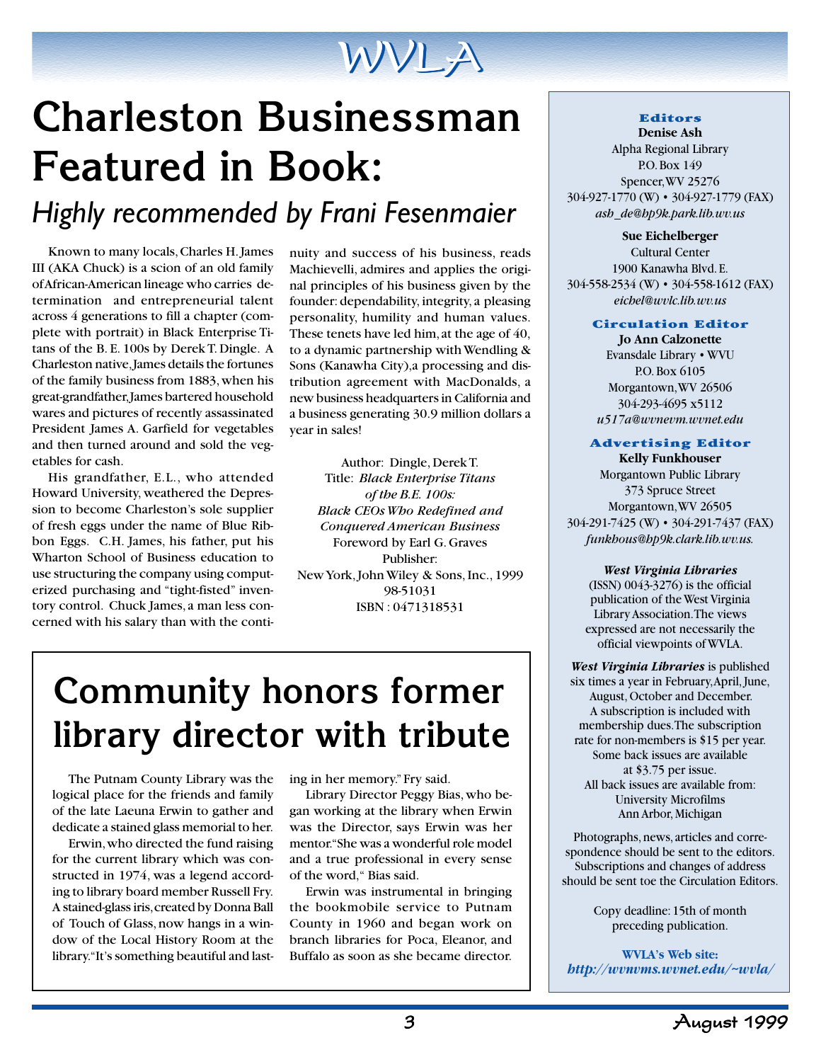# Charleston Businessman Featured in Book:

## *Highly recommended by Frani Fesenmaier*

Known to many locals, Charles H. James III (AKA Chuck) is a scion of an old family of African-American lineage who carries determination and entrepreneurial talent across 4 generations to fill a chapter (complete with portrait) in Black Enterprise Titans of the B. E. 100s by Derek T. Dingle. A Charleston native, James details the fortunes of the family business from 1883, when his great-grandfather, James bartered household wares and pictures of recently assassinated President James A. Garfield for vegetables and then turned around and sold the vegetables for cash.

His grandfather, E.L., who attended Howard University, weathered the Depression to become Charleston's sole supplier of fresh eggs under the name of Blue Ribbon Eggs. C.H. James, his father, put his Wharton School of Business education to use structuring the company using computerized purchasing and "tight-fisted" inventory control. Chuck James, a man less concerned with his salary than with the continuity and success of his business, reads Machievelli, admires and applies the original principles of his business given by the founder: dependability, integrity, a pleasing personality, humility and human values. These tenets have led him, at the age of 40, to a dynamic partnership with Wendling & Sons (Kanawha City), a processing and distribution agreement with MacDonalds, a new business headquarters in California and a business generating 30.9 million dollars a year in sales!

Author: Dingle, Derek T.
Title: *Black Enterprise Titans of the B.E. 100s: Black CEOs Who Redefined and Conquered American Business*
Foreword by Earl G. Graves
Publisher:
New York, John Wiley & Sons, Inc., 1999
98-51031
ISBN : 0471318531

# Community honors former library director with tribute

The Putnam County Library was the logical place for the friends and family of the late Laeuna Erwin to gather and dedicate a stained glass memorial to her.

Erwin, who directed the fund raising for the current library which was constructed in 1974, was a legend according to library board member Russell Fry. A stained-glass iris, created by Donna Ball of Touch of Glass, now hangs in a window of the Local History Room at the library. "It's something beautiful and lasting in her memory." Fry said.

Library Director Peggy Bias, who began working at the library when Erwin was the Director, says Erwin was her mentor. "She was a wonderful role model and a true professional in every sense of the word," Bias said.

Erwin was instrumental in bringing the bookmobile service to Putnam County in 1960 and began work on branch libraries for Poca, Eleanor, and Buffalo as soon as she became director.

---

**Editors**

**Denise Ash**
Alpha Regional Library
P.O. Box 149
Spencer, WV 25276
304-927-1770 (W) • 304-927-1779 (FAX)
*ash_de@hp9k.park.lib.wv.us*

**Sue Eichelberger**
Cultural Center
1900 Kanawha Blvd. E.
304-558-2534 (W) • 304-558-1612 (FAX)
*eichel@wvlc.lib.wv.us*

**Circulation Editor**

**Jo Ann Calzonette**
Evansdale Library • WVU
P.O. Box 6105
Morgantown, WV 26506
304-293-4695 x5112
*u517a@wvnevm.wvnet.edu*

**Advertising Editor**

**Kelly Funkhouser**
Morgantown Public Library
373 Spruce Street
Morgantown, WV 26505
304-291-7425 (W) • 304-291-7437 (FAX)
*funkhous@hp9k.clark.lib.wv.us.*

***West Virginia Libraries*** (ISSN) 0043-3276) is the official publication of the West Virginia Library Association. The views expressed are not necessarily the official viewpoints of WVLA.

***West Virginia Libraries*** is published six times a year in February, April, June, August, October and December. A subscription is included with membership dues. The subscription rate for non-members is $15 per year. Some back issues are available at $3.75 per issue. All back issues are available from: University Microfilms Ann Arbor, Michigan

Photographs, news, articles and correspondence should be sent to the editors. Subscriptions and changes of address should be sent toe the Circulation Editors.

Copy deadline: 15th of month preceding publication.

**WVLA's Web site:**
***http://wvnvms.wvnet.edu/~wvla/***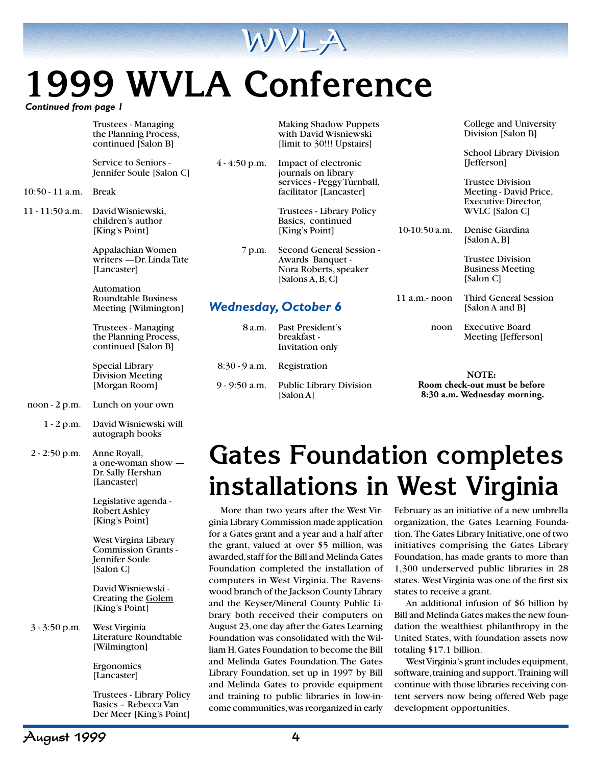# 1999 WVLA Conference

*Continued from page 1*

Trustees - Managing the Planning Process, continued [Salon B]

Service to Seniors - Jennifer Soule [Salon C]

10:50 - 11 a.m. Break

11 - 11:50 a.m. David Wisniewski, children's author [King's Point]

Appalachian Women writers —Dr. Linda Tate [Lancaster]

Automation Roundtable Business Meeting [Wilmington]

Trustees - Managing the Planning Process, continued [Salon B]

Special Library Division Meeting [Morgan Room]

noon - 2 p.m. Lunch on your own

1 - 2 p.m. David Wisniewski will autograph books

2 - 2:50 p.m. Anne Royall, a one-woman show — Dr. Sally Hershan [Lancaster]

Legislative agenda - Robert Ashley [King's Point]

West Virgina Library Commission Grants - Jennifer Soule [Salon C]

David Wisniewski - Creating the Golem [King's Point]

3 - 3:50 p.m. West Virginia Literature Roundtable [Wilmington]

Ergonomics [Lancaster]

Trustees - Library Policy Basics – Rebecca Van Der Meer [King's Point]

Making Shadow Puppets with David Wisniewski [limit to 30!!! Upstairs]

4 - 4:50 p.m. Impact of electronic journals on library services - Peggy Turnball, facilitator [Lancaster]

Trustees - Library Policy Basics, continued [King's Point]

7 p.m. Second General Session - Awards Banquet - Nora Roberts, speaker [Salons A, B, C]

### *Wednesday, October 6*

8 a.m. Past President's breakfast - Invitation only

8:30 - 9 a.m. Registration

9 - 9:50 a.m. Public Library Division [Salon A]

College and University Division [Salon B]

School Library Division [Jefferson]

Trustee Division Meeting - David Price, Executive Director, WVLC [Salon C]

10-10:50 a.m. Denise Giardina [Salon A, B]

Trustee Division Business Meeting [Salon C]

11 a.m.- noon Third General Session [Salon A and B]

noon Executive Board Meeting [Jefferson]

**NOTE:**
**Room check-out must be before 8:30 a.m. Wednesday morning.**

# Gates Foundation completes installations in West Virginia

More than two years after the West Virginia Library Commission made application for a Gates grant and a year and a half after the grant, valued at over $5 million, was awarded, staff for the Bill and Melinda Gates Foundation completed the installation of computers in West Virginia. The Ravenswood branch of the Jackson County Library and the Keyser/Mineral County Public Library both received their computers on August 23, one day after the Gates Learning Foundation was consolidated with the William H. Gates Foundation to become the Bill and Melinda Gates Foundation. The Gates Library Foundation, set up in 1997 by Bill and Melinda Gates to provide equipment and training to public libraries in low-income communities, was reorganized in early February as an initiative of a new umbrella organization, the Gates Learning Foundation. The Gates Library Initiative, one of two initiatives comprising the Gates Library Foundation, has made grants to more than 1,300 underserved public libraries in 28 states. West Virginia was one of the first six states to receive a grant.

An additional infusion of $6 billion by Bill and Melinda Gates makes the new foundation the wealthiest philanthropy in the United States, with foundation assets now totaling $17.1 billion.

West Virginia's grant includes equipment, software, training and support. Training will continue with those libraries receiving content servers now being offered Web page development opportunities.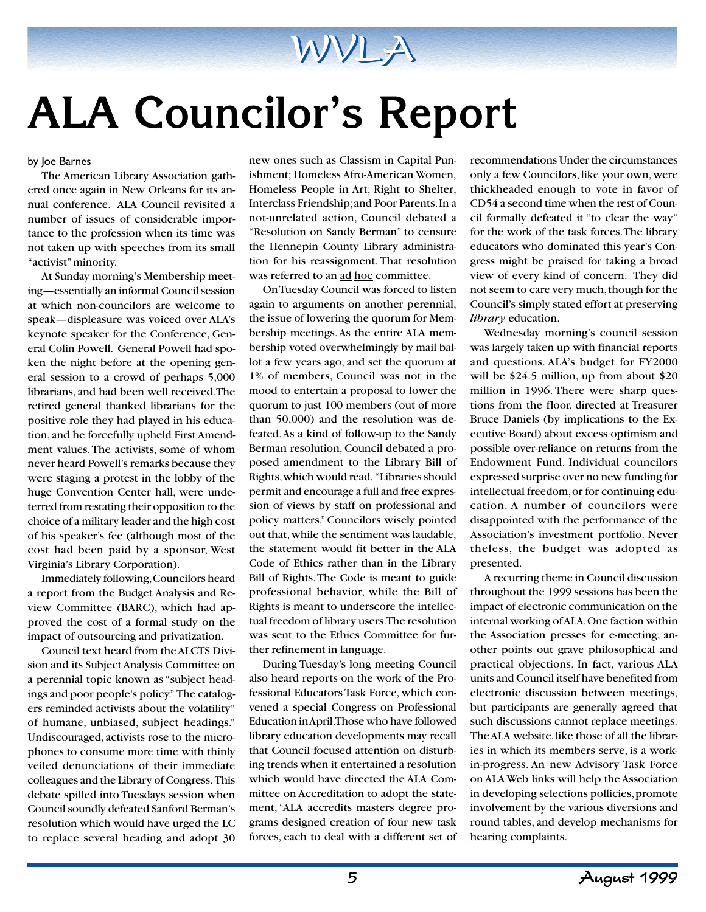# ALA Councilor's Report

by Joe Barnes

The American Library Association gathered once again in New Orleans for its annual conference. ALA Council revisited a number of issues of considerable importance to the profession when its time was not taken up with speeches from its small "activist" minority.

At Sunday morning's Membership meeting—essentially an informal Council session at which non-councilors are welcome to speak—displeasure was voiced over ALA's keynote speaker for the Conference, General Colin Powell. General Powell had spoken the night before at the opening general session to a crowd of perhaps 5,000 librarians, and had been well received. The retired general thanked librarians for the positive role they had played in his education, and he forcefully upheld First Amendment values. The activists, some of whom never heard Powell's remarks because they were staging a protest in the lobby of the huge Convention Center hall, were undeterred from restating their opposition to the choice of a military leader and the high cost of his speaker's fee (although most of the cost had been paid by a sponsor, West Virginia's Library Corporation).

Immediately following, Councilors heard a report from the Budget Analysis and Review Committee (BARC), which had approved the cost of a formal study on the impact of outsourcing and privatization.

Council text heard from the ALCTS Division and its Subject Analysis Committee on a perennial topic known as "subject headings and poor people's policy." The catalogers reminded activists about the volatility" of humane, unbiased, subject headings." Undiscouraged, activists rose to the microphones to consume more time with thinly veiled denunciations of their immediate colleagues and the Library of Congress. This debate spilled into Tuesdays session when Council soundly defeated Sanford Berman's resolution which would have urged the LC to replace several heading and adopt 30 new ones such as Classism in Capital Punishment; Homeless Afro-American Women, Homeless People in Art; Right to Shelter; Interclass Friendship; and Poor Parents. In a not-unrelated action, Council debated a "Resolution on Sandy Berman" to censure the Hennepin County Library administration for his reassignment. That resolution was referred to an ad hoc committee.

On Tuesday Council was forced to listen again to arguments on another perennial, the issue of lowering the quorum for Membership meetings. As the entire ALA membership voted overwhelmingly by mail ballot a few years ago, and set the quorum at 1% of members, Council was not in the mood to entertain a proposal to lower the quorum to just 100 members (out of more than 50,000) and the resolution was defeated. As a kind of follow-up to the Sandy Berman resolution, Council debated a proposed amendment to the Library Bill of Rights, which would read. "Libraries should permit and encourage a full and free expression of views by staff on professional and policy matters." Councilors wisely pointed out that, while the sentiment was laudable, the statement would fit better in the ALA Code of Ethics rather than in the Library Bill of Rights. The Code is meant to guide professional behavior, while the Bill of Rights is meant to underscore the intellectual freedom of library users. The resolution was sent to the Ethics Committee for further refinement in language.

During Tuesday's long meeting Council also heard reports on the work of the Professional Educators Task Force, which convened a special Congress on Professional Education in April. Those who have followed library education developments may recall that Council focused attention on disturbing trends when it entertained a resolution which would have directed the ALA Committee on Accreditation to adopt the statement, "ALA accredits masters degree programs designed creation of four new task forces, each to deal with a different set of recommendations Under the circumstances only a few Councilors, like your own, were thickheaded enough to vote in favor of CD54 a second time when the rest of Council formally defeated it "to clear the way" for the work of the task forces. The library educators who dominated this year's Congress might be praised for taking a broad view of every kind of concern. They did not seem to care very much, though for the Council's simply stated effort at preserving *library* education.

Wednesday morning's council session was largely taken up with financial reports and questions. ALA's budget for FY2000 will be $24.5 million, up from about $20 million in 1996. There were sharp questions from the floor, directed at Treasurer Bruce Daniels (by implications to the Executive Board) about excess optimism and possible over-reliance on returns from the Endowment Fund. Individual councilors expressed surprise over no new funding for intellectual freedom, or for continuing education. A number of councilors were disappointed with the performance of the Association's investment portfolio. Never theless, the budget was adopted as presented.

A recurring theme in Council discussion throughout the 1999 sessions has been the impact of electronic communication on the internal working of ALA. One faction within the Association presses for e-meeting; another points out grave philosophical and practical objections. In fact, various ALA units and Council itself have benefited from electronic discussion between meetings, but participants are generally agreed that such discussions cannot replace meetings. The ALA website, like those of all the libraries in which its members serve, is a work-in-progress. An new Advisory Task Force on ALA Web links will help the Association in developing selections pollicies, promote involvement by the various diversions and round tables, and develop mechanisms for hearing complaints.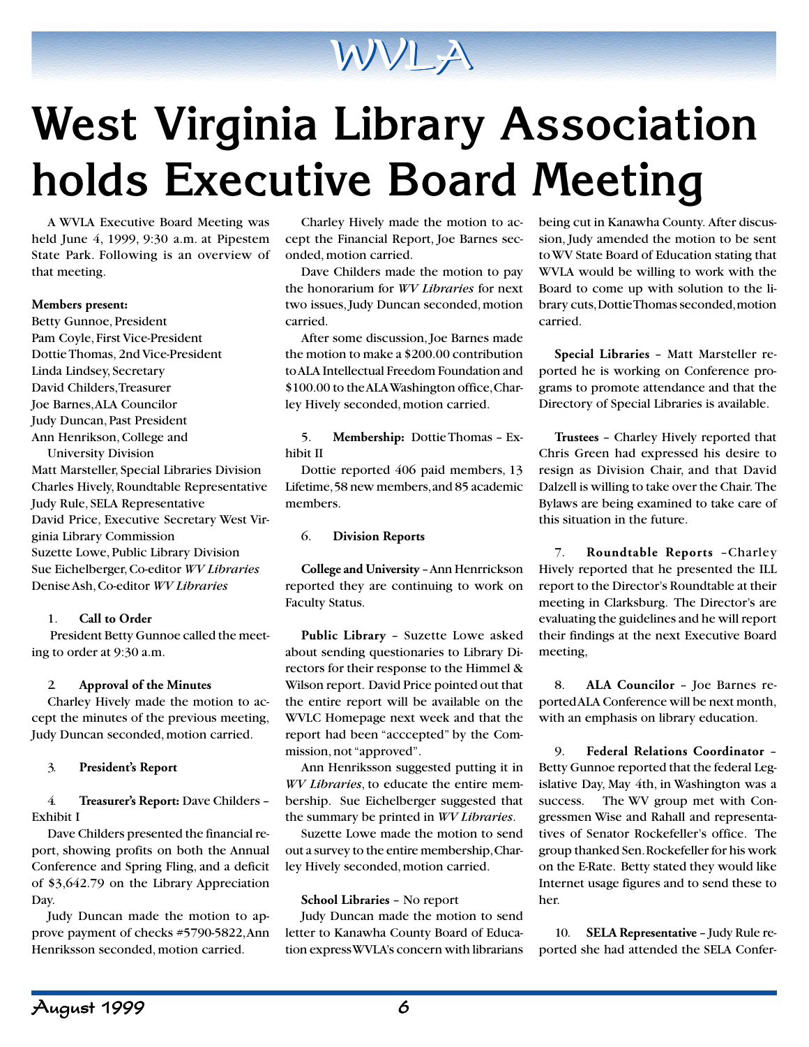# West Virginia Library Association holds Executive Board Meeting

A WVLA Executive Board Meeting was held June 4, 1999, 9:30 a.m. at Pipestem State Park. Following is an overview of that meeting.

**Members present:**
Betty Gunnoe, President
Pam Coyle, First Vice-President
Dottie Thomas, 2nd Vice-President
Linda Lindsey, Secretary
David Childers, Treasurer
Joe Barnes, ALA Councilor
Judy Duncan, Past President
Ann Henrikson, College and University Division
Matt Marsteller, Special Libraries Division
Charles Hively, Roundtable Representative
Judy Rule, SELA Representative
David Price, Executive Secretary West Virginia Library Commission
Suzette Lowe, Public Library Division
Sue Eichelberger, Co-editor *WV Libraries*
Denise Ash, Co-editor *WV Libraries*

1. **Call to Order**

President Betty Gunnoe called the meeting to order at 9:30 a.m.

2. **Approval of the Minutes**

Charley Hively made the motion to accept the minutes of the previous meeting, Judy Duncan seconded, motion carried.

3. **President's Report**

4. **Treasurer's Report:** Dave Childers – Exhibit I

Dave Childers presented the financial report, showing profits on both the Annual Conference and Spring Fling, and a deficit of $3,642.79 on the Library Appreciation Day.

Judy Duncan made the motion to approve payment of checks #5790-5822, Ann Henriksson seconded, motion carried.

Charley Hively made the motion to accept the Financial Report, Joe Barnes seconded, motion carried.

Dave Childers made the motion to pay the honorarium for *WV Libraries* for next two issues, Judy Duncan seconded, motion carried.

After some discussion, Joe Barnes made the motion to make a $200.00 contribution to ALA Intellectual Freedom Foundation and $100.00 to the ALA Washington office, Charley Hively seconded, motion carried.

5. **Membership:** Dottie Thomas – Exhibit II

Dottie reported 406 paid members, 13 Lifetime, 58 new members, and 85 academic members.

6. **Division Reports**

**College and University** – Ann Henrrickson reported they are continuing to work on Faculty Status.

**Public Library** – Suzette Lowe asked about sending questionaries to Library Directors for their response to the Himmel & Wilson report. David Price pointed out that the entire report will be available on the WVLC Homepage next week and that the report had been "acccepted" by the Commission, not "approved".

Ann Henriksson suggested putting it in *WV Libraries*, to educate the entire membership. Sue Eichelberger suggested that the summary be printed in *WV Libraries*.

Suzette Lowe made the motion to send out a survey to the entire membership, Charley Hively seconded, motion carried.

**School Libraries** – No report

Judy Duncan made the motion to send letter to Kanawha County Board of Education express WVLA's concern with librarians being cut in Kanawha County. After discussion, Judy amended the motion to be sent to WV State Board of Education stating that WVLA would be willing to work with the Board to come up with solution to the library cuts, Dottie Thomas seconded, motion carried.

**Special Libraries** – Matt Marsteller reported he is working on Conference programs to promote attendance and that the Directory of Special Libraries is available.

**Trustees** – Charley Hively reported that Chris Green had expressed his desire to resign as Division Chair, and that David Dalzell is willing to take over the Chair. The Bylaws are being examined to take care of this situation in the future.

7. **Roundtable Reports** –Charley Hively reported that he presented the ILL report to the Director's Roundtable at their meeting in Clarksburg. The Director's are evaluating the guidelines and he will report their findings at the next Executive Board meeting,

8. **ALA Councilor** – Joe Barnes reported ALA Conference will be next month, with an emphasis on library education.

9. **Federal Relations Coordinator** – Betty Gunnoe reported that the federal Legislative Day, May 4th, in Washington was a success. The WV group met with Congressmen Wise and Rahall and representatives of Senator Rockefeller's office. The group thanked Sen. Rockefeller for his work on the E-Rate. Betty stated they would like Internet usage figures and to send these to her.

10. **SELA Representative** – Judy Rule reported she had attended the SELA Confer-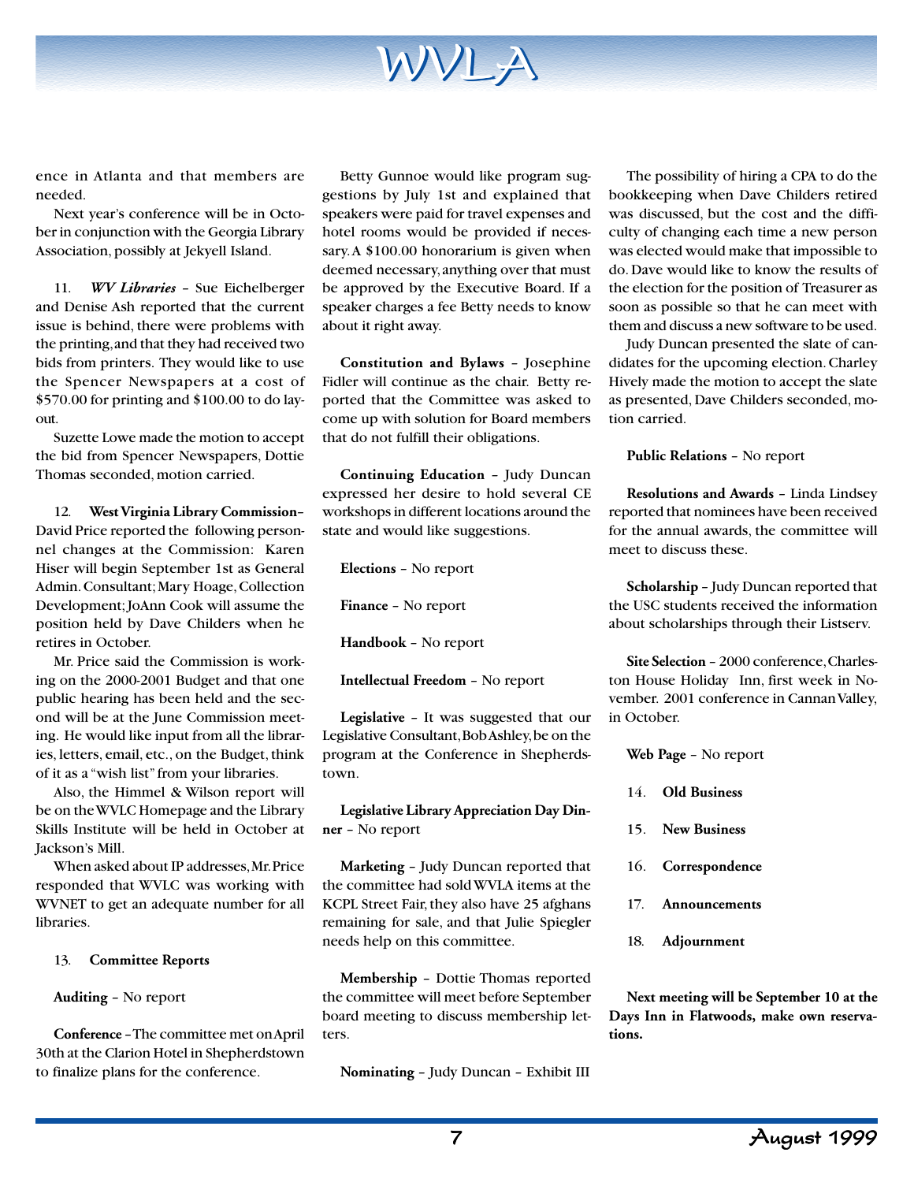ence in Atlanta and that members are needed.

Next year's conference will be in October in conjunction with the Georgia Library Association, possibly at Jekyell Island.

11. ***WV Libraries*** – Sue Eichelberger and Denise Ash reported that the current issue is behind, there were problems with the printing, and that they had received two bids from printers. They would like to use the Spencer Newspapers at a cost of $570.00 for printing and $100.00 to do layout.

Suzette Lowe made the motion to accept the bid from Spencer Newspapers, Dottie Thomas seconded, motion carried.

12. **West Virginia Library Commission**– David Price reported the following personnel changes at the Commission: Karen Hiser will begin September 1st as General Admin. Consultant; Mary Hoage, Collection Development; JoAnn Cook will assume the position held by Dave Childers when he retires in October.

Mr. Price said the Commission is working on the 2000-2001 Budget and that one public hearing has been held and the second will be at the June Commission meeting. He would like input from all the libraries, letters, email, etc., on the Budget, think of it as a "wish list" from your libraries.

Also, the Himmel & Wilson report will be on the WVLC Homepage and the Library Skills Institute will be held in October at Jackson's Mill.

When asked about IP addresses, Mr. Price responded that WVLC was working with WVNET to get an adequate number for all libraries.

13. **Committee Reports**

**Auditing** – No report

**Conference** – The committee met on April 30th at the Clarion Hotel in Shepherdstown to finalize plans for the conference.

Betty Gunnoe would like program suggestions by July 1st and explained that speakers were paid for travel expenses and hotel rooms would be provided if necessary. A $100.00 honorarium is given when deemed necessary, anything over that must be approved by the Executive Board. If a speaker charges a fee Betty needs to know about it right away.

**Constitution and Bylaws** – Josephine Fidler will continue as the chair. Betty reported that the Committee was asked to come up with solution for Board members that do not fulfill their obligations.

**Continuing Education** – Judy Duncan expressed her desire to hold several CE workshops in different locations around the state and would like suggestions.

**Elections** – No report

**Finance** – No report

**Handbook** – No report

**Intellectual Freedom** – No report

**Legislative** – It was suggested that our Legislative Consultant, Bob Ashley, be on the program at the Conference in Shepherdstown.

**Legislative Library Appreciation Day Dinner** – No report

**Marketing** – Judy Duncan reported that the committee had sold WVLA items at the KCPL Street Fair, they also have 25 afghans remaining for sale, and that Julie Spiegler needs help on this committee.

**Membership** – Dottie Thomas reported the committee will meet before September board meeting to discuss membership letters.

**Nominating** – Judy Duncan – Exhibit III

The possibility of hiring a CPA to do the bookkeeping when Dave Childers retired was discussed, but the cost and the difficulty of changing each time a new person was elected would make that impossible to do. Dave would like to know the results of the election for the position of Treasurer as soon as possible so that he can meet with them and discuss a new software to be used.

Judy Duncan presented the slate of candidates for the upcoming election. Charley Hively made the motion to accept the slate as presented, Dave Childers seconded, motion carried.

**Public Relations** – No report

**Resolutions and Awards** – Linda Lindsey reported that nominees have been received for the annual awards, the committee will meet to discuss these.

**Scholarship** – Judy Duncan reported that the USC students received the information about scholarships through their Listserv.

**Site Selection** – 2000 conference, Charleston House Holiday Inn, first week in November. 2001 conference in Cannan Valley, in October.

**Web Page** – No report

14. **Old Business**

15. **New Business**

16. **Correspondence**

17. **Announcements**

18. **Adjournment**

**Next meeting will be September 10 at the Days Inn in Flatwoods, make own reservations.**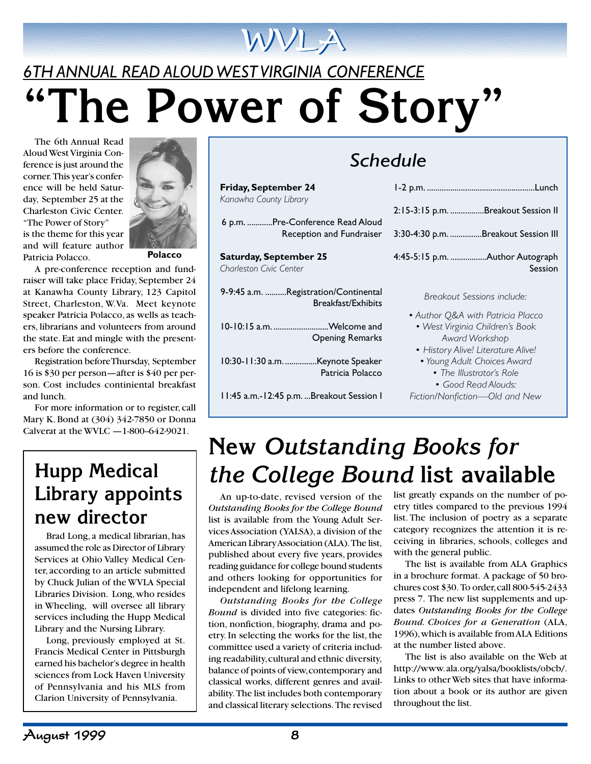# WVLA

## 6TH ANNUAL READ ALOUD WEST VIRGINIA CONFERENCE

# "The Power of Story"

The 6th Annual Read Aloud West Virginia Conference is just around the corner. This year's conference will be held Saturday, September 25 at the Charleston Civic Center. "The Power of Story" is the theme for this year and will feature author Patricia Polacco.

Polacco

A pre-conference reception and fundraiser will take place Friday, September 24 at Kanawha County Library, 123 Capitol Street, Charleston, W.Va. Meet keynote speaker Patricia Polacco, as wells as teachers, librarians and volunteers from around the state. Eat and mingle with the presenters before the conference.

Registration before Thursday, September 16 is $30 per person—after is $40 per person. Cost includes contiential breakfast and lunch.

For more information or to register, call Mary K. Bond at (304) 342-7850 or Donna Calverat at the WVLC —1-800–642-9021.

## Schedule

**Friday, September 24**
*Kanawha County Library*

6 p.m. ............Pre-Conference Read Aloud Reception and Fundraiser

**Saturday, September 25**
*Charleston Civic Center*

9-9:45 a.m. ..........Registration/Continental Breakfast/Exhibits

10-10:15 a.m. ..........................Welcome and Opening Remarks

10:30-11:30 a.m. ...............Keynote Speaker Patricia Polacco

11:45 a.m.-12:45 p.m. ...Breakout Session I

1-2 p.m. ..................................................Lunch

2:15-3:15 p.m. ................Breakout Session II

3:30-4:30 p.m. ...............Breakout Session III

4:45-5:15 p.m. .................Author Autograph Session

*Breakout Sessions include:*

- *Author Q&A with Patricia Placco*
- *West Virginia Children's Book Award Workshop*
- *History Alive! Literature Alive!*
- *Young Adult Choices Award*
- *The Illustrator's Role*
- *Good Read Alouds: Fiction/Nonfiction—Old and New*

## Hupp Medical Library appoints new director

Brad Long, a medical librarian, has assumed the role as Director of Library Services at Ohio Valley Medical Center, according to an article submitted by Chuck Julian of the WVLA Special Libraries Division. Long, who resides in Wheeling, will oversee all library services including the Hupp Medical Library and the Nursing Library.

Long, previously employed at St. Francis Medical Center in Pittsburgh earned his bachelor's degree in health sciences from Lock Haven University of Pennsylvania and his MLS from Clarion University of Pennsylvania.

## New *Outstanding Books for the College Bound* list available

An up-to-date, revised version of the *Outstanding Books for the College Bound* list is available from the Young Adult Services Association (YALSA), a division of the American Library Association (ALA). The list, published about every five years, provides reading guidance for college bound students and others looking for opportunities for independent and lifelong learning.

*Outstanding Books for the College Bound* is divided into five categories: fiction, nonfiction, biography, drama and poetry. In selecting the works for the list, the committee used a variety of criteria including readability, cultural and ethnic diversity, balance of points of view, contemporary and classical works, different genres and availability. The list includes both contemporary and classical literary selections. The revised list greatly expands on the number of poetry titles compared to the previous 1994 list. The inclusion of poetry as a separate category recognizes the attention it is receiving in libraries, schools, colleges and with the general public.

The list is available from ALA Graphics in a brochure format. A package of 50 brochures cost $30. To order, call 800-545-2433 press 7. The new list supplements and updates *Outstanding Books for the College Bound. Choices for a Generation* (ALA, 1996), which is available from ALA Editions at the number listed above.

The list is also available on the Web at http://www.ala.org/yalsa/booklists/obcb/. Links to other Web sites that have information about a book or its author are given throughout the list.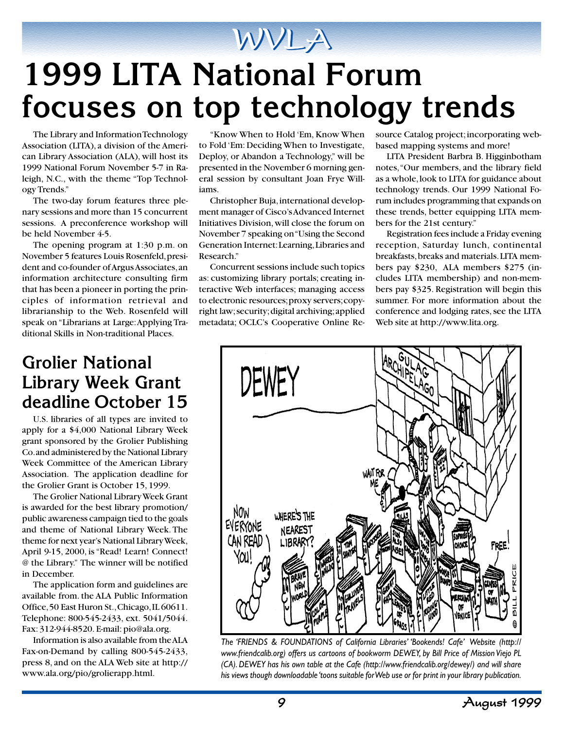# 1999 LITA National Forum focuses on top technology trends

The Library and Information Technology Association (LITA), a division of the American Library Association (ALA), will host its 1999 National Forum November 5-7 in Raleigh, N.C., with the theme "Top Technology Trends."

The two-day forum features three plenary sessions and more than 15 concurrent sessions. A preconference workshop will be held November 4-5.

The opening program at 1:30 p.m. on November 5 features Louis Rosenfeld, president and co-founder of Argus Associates, an information architecture consulting firm that has been a pioneer in porting the principles of information retrieval and librarianship to the Web. Rosenfeld will speak on "Librarians at Large: Applying Traditional Skills in Non-traditional Places.

"Know When to Hold 'Em, Know When to Fold 'Em: Deciding When to Investigate, Deploy, or Abandon a Technology," will be presented in the November 6 morning general session by consultant Joan Frye Williams.

Christopher Buja, international development manager of Cisco's Advanced Internet Initiatives Division, will close the forum on November 7 speaking on "Using the Second Generation Internet: Learning, Libraries and Research."

Concurrent sessions include such topics as: customizing library portals; creating interactive Web interfaces; managing access to electronic resources; proxy servers; copyright law; security; digital archiving; applied metadata; OCLC's Cooperative Online Resource Catalog project; incorporating web-based mapping systems and more!

LITA President Barbra B. Higginbotham notes, "Our members, and the library field as a whole, look to LITA for guidance about technology trends. Our 1999 National Forum includes programming that expands on these trends, better equipping LITA members for the 21st century."

Registration fees include a Friday evening reception, Saturday lunch, continental breakfasts, breaks and materials. LITA members pay $230, ALA members $275 (includes LITA membership) and non-members pay $325. Registration will begin this summer. For more information about the conference and lodging rates, see the LITA Web site at http://www.lita.org.

## Grolier National Library Week Grant deadline October 15

U.S. libraries of all types are invited to apply for a $4,000 National Library Week grant sponsored by the Grolier Publishing Co. and administered by the National Library Week Committee of the American Library Association. The application deadline for the Grolier Grant is October 15, 1999.

The Grolier National Library Week Grant is awarded for the best library promotion/public awareness campaign tied to the goals and theme of National Library Week. The theme for next year's National Library Week, April 9-15, 2000, is "Read! Learn! Connect! @ the Library." The winner will be notified in December.

The application form and guidelines are available from. the ALA Public Information Office, 50 East Huron St., Chicago, IL 60611. Telephone: 800-545-2433, ext. 5041/5044. Fax: 312-944-8520. E-mail: pio@ala.org.

Information is also available from the ALA Fax-on-Demand by calling 800-545-2433, press 8, and on the ALA Web site at http://www.ala.org/pio/grolierapp.html.

*The 'FRIENDS & FOUNDATIONS of California Libraries' 'Bookends! Cafe' Website (http://www.friendcalib.org) offers us cartoons of bookworm DEWEY, by Bill Price of Mission Viejo PL (CA). DEWEY has his own table at the Cafe (http://www.friendcalib.org/dewey/) and will share his views though downloadable 'toons suitable for Web use or for print in your library publication.*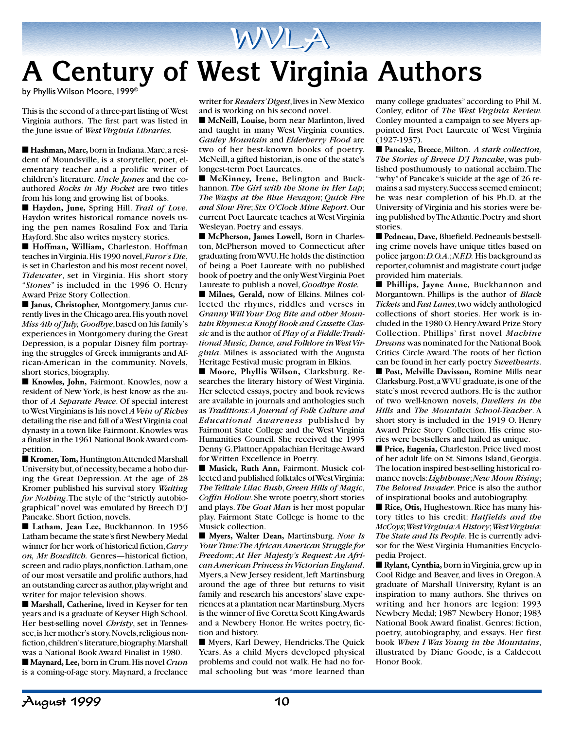WVLA

# A Century of West Virginia Authors

by Phyllis Wilson Moore, 1999©

This is the second of a three-part listing of West Virginia authors. The first part was listed in the June issue of *West Virginia Libraries.*

■ **Hashman, Marc,** born in Indiana. Marc, a resident of Moundsville, is a storyteller, poet, elementary teacher and a prolific writer of children's literature. *Uncle James* and the co-authored *Rocks in My Pocket* are two titles from his long and growing list of books.

■ **Haydon, June,** Spring Hill. *Trail of Love*. Haydon writes historical romance novels using the pen names Rosalind Fox and Taria Hayford. She also writes mystery stories.

■ **Hoffman, William,** Charleston. Hoffman teaches in Virginia. His 1990 novel, *Furor's Die*, is set in Charleston and his most recent novel, *Tidewater*, set in Virginia. His short story "*Stones*" is included in the 1996 O. Henry Award Prize Story Collection.

■ **Janus, Christopher,** Montgomery. Janus currently lives in the Chicago area. His youth novel *Miss 4th of July, Goodbye*, based on his family's experiences in Montgomery during the Great Depression, is a popular Disney film portraying the struggles of Greek immigrants and African-American in the community. Novels, short stories, biography.

■ **Knowles, John,** Fairmont. Knowles, now a resident of New York, is best know as the author of *A Separate Peace*. Of special interest to West Virginians is his novel *A Vein of Riches* detailing the rise and fall of a West Virginia coal dynasty in a town like Fairmont. Knowles was a finalist in the 1961 National Book Award competition.

■ **Kromer, Tom,** Huntington. Attended Marshall University but, of necessity, became a hobo during the Great Depression. At the age of 28 Kromer published his survival story *Waiting for Nothing*. The style of the "strictly autobiographical" novel was emulated by Breech D'J Pancake. Short fiction, novels.

■ **Latham, Jean Lee,** Buckhannon. In 1956 Latham became the state's first Newbery Medal winner for her work of historical fiction, *Carry on, Mr. Bowditch.* Genres—historical fiction, screen and radio plays, nonfiction. Latham, one of our most versatile and prolific authors, had an outstanding career as author, playwright and writer for major television shows.

■ **Marshall, Catherine,** lived in Keyser for ten years and is a graduate of Keyser High School. Her best-selling novel *Christy*, set in Tennessee, is her mother's story. Novels, religious nonfiction, children's literature, biography. Marshall was a National Book Award Finalist in 1980.

■ **Maynard, Lee,** born in Crum. His novel *Crum* is a coming-of-age story. Maynard, a freelance writer for *Readers' Digest*, lives in New Mexico and is working on his second novel.

■ **McNeill, Louise,** born near Marlinton, lived and taught in many West Virginia counties. *Gauley Mountain* and *Elderberry Flood* are two of her best-known books of poetry. McNeill, a gifted historian, is one of the state's longest-term Poet Laureates.

■ **McKinney, Irene,** Belington and Buckhannon. *The Girl with the Stone in Her Lap*; *The Wasps at the Blue Hexagon*; *Quick Fire and Slow Fire*; *Six O'Clock Mine Report*. Our current Poet Laureate teaches at West Virginia Wesleyan. Poetry and essays.

■ **McPherson, James Lowell,** Born in Charleston, McPherson moved to Connecticut after graduating from WVU. He holds the distinction of being a Poet Laureate with no published book of poetry and the only West Virginia Poet Laureate to publish a novel, *Goodbye Rosie.*

■ **Milnes, Gerald,** now of Elkins. Milnes collected the rhymes, riddles and verses in *Granny Will Your Dog Bite and other Mountain Rhymes: a Knopf Book and Cassette Classic* and is the author of *Play of a Fiddle: Traditional Music, Dance, and Folklore in West Virginia*. Milnes is associated with the Augusta Heritage Festival music program in Elkins.

■ **Moore, Phyllis Wilson,** Clarksburg. Researches the literary history of West Virginia. Her selected essays, poetry and book reviews are available in journals and anthologies such as *Traditions: A Journal of Folk Culture and Educational Awareness* published by Fairmont State College and the West Virginia Humanities Council. She received the 1995 Denny G. Plattner Appalachian Heritage Award for Written Excellence in Poetry.

■ **Musick, Ruth Ann,** Fairmont. Musick collected and published folktales of West Virginia: *The Telltale Lilac Bush*, *Green Hills of Magic*, *Coffin Hollow*. She wrote poetry, short stories and plays. *The Goat Man* is her most popular play. Fairmont State College is home to the Musick collection.

■ **Myers, Walter Dean,** Martinsburg. *Now Is Your Time: The African American Struggle for Freedom*; *At Her Majesty's Request: An African American Princess in Victorian England*. Myers, a New Jersey resident, left Martinsburg around the age of three but returns to visit family and research his ancestors' slave experiences at a plantation near Martinsburg. Myers is the winner of five Coretta Scott King Awards and a Newbery Honor. He writes poetry, fiction and history.

■ Myers, Karl Dewey, Hendricks. The Quick Years. As a child Myers developed physical problems and could not walk. He had no formal schooling but was "more learned than many college graduates" according to Phil M. Conley, editor of *The West Virginia Review.* Conley mounted a campaign to see Myers appointed first Poet Laureate of West Virginia (1927-1937).

■ **Pancake, Breece**, Milton. *A stark collection, The Stories of Breece D'J Pancake*, was published posthumously to national acclaim. The "why" of Pancake's suicide at the age of 26 remains a sad mystery. Success seemed eminent; he was near completion of his Ph.D. at the University of Virginia and his stories were being published by The Atlantic. Poetry and short stories.

■ **Pedneau, Dave,** Bluefield. Pedneauls bestselling crime novels have unique titles based on police jargon: *D.O.A.*; *N.F.D.* His background as reporter, columnist and magistrate court judge provided him materials.

■ **Phillips, Jayne Anne,** Buckhannon and Morgantown. Phillips is the author of *Black Tickets* and *Fast Lanes*, two widely anthologied collections of short stories. Her work is included in the 1980 O. Henry Award Prize Story Collection. Phillips' first novel *Machine Dreams* was nominated for the National Book Critics Circle Award. The roots of her fiction can be found in her early poetry *Sweethearts*.

■ **Post, Melville Davisson,** Romine Mills near Clarksburg. Post, a WVU graduate, is one of the state's most revered authors. He is the author of two well-known novels, *Dwellers in the Hills* and *The Mountain School-Teacher*. A short story is included in the 1919 O. Henry Award Prize Story Collection. His crime stories were bestsellers and hailed as unique.

■ **Price, Eugenia,** Charleston. Price lived most of her adult life on St. Simons Island, Georgia. The location inspired best-selling historical romance novels: *Lighthouse*; *New Moon Rising*; *The Beloved Invader*. Price is also the author of inspirational books and autobiography.

■ **Rice, Otis,** Hughestown. Rice has many history titles to his credit: *Hatfields and the McCoys*; *West Virginia: A History*; *West Virginia: The State and Its People.* He is currently advisor for the West Virginia Humanities Encyclopedia Project.

■ **Rylant, Cynthia,** born in Virginia, grew up in Cool Ridge and Beaver, and lives in Oregon. A graduate of Marshall University, Rylant is an inspiration to many authors. She thrives on writing and her honors are legion: 1993 Newbery Medal; 1987 Newbery Honor; 1983 National Book Award finalist. Genres: fiction, poetry, autobiography, and essays. Her first book *When I Was Young in the Mountains*, illustrated by Diane Goode, is a Caldecott Honor Book.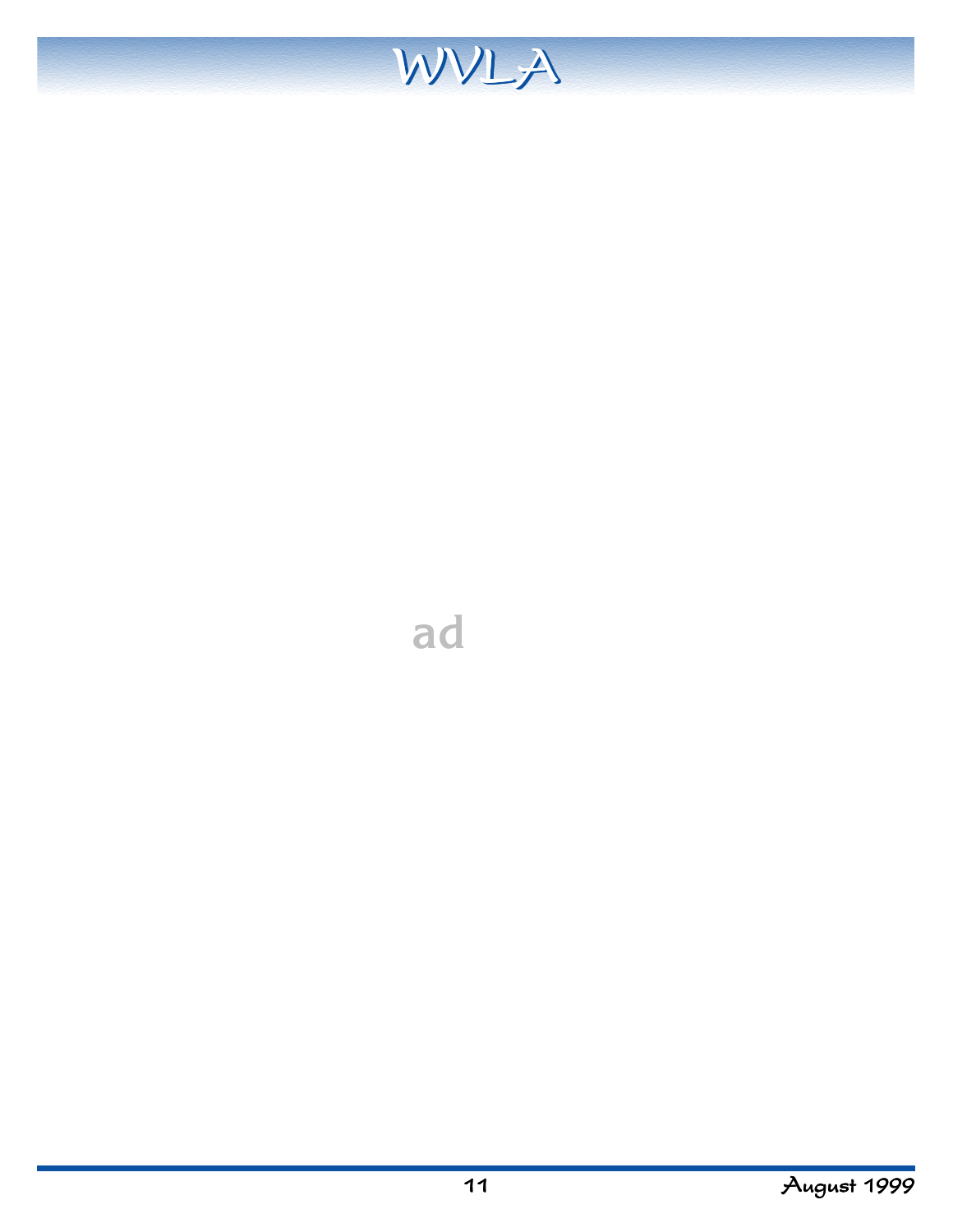ad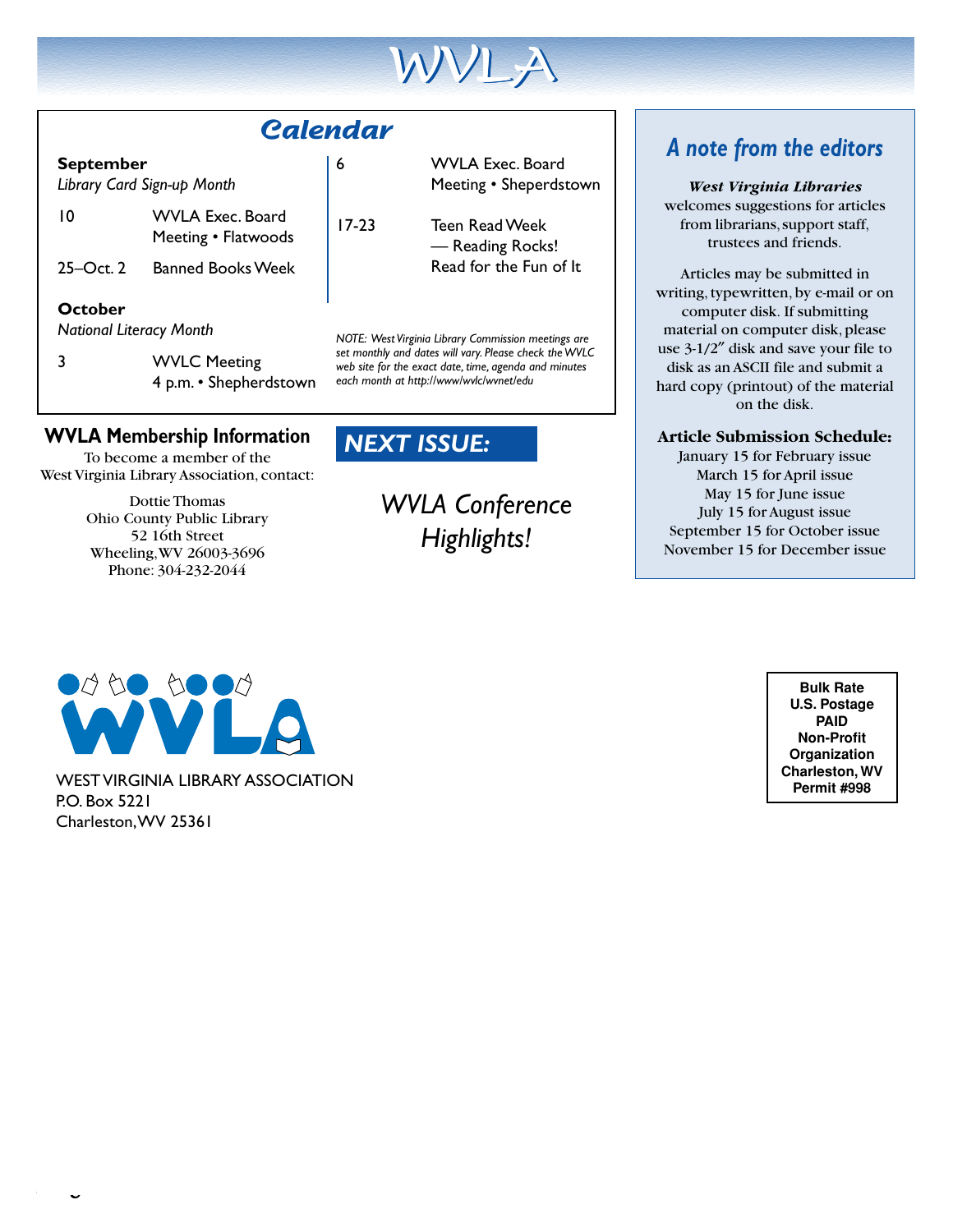# WVLA

## Calendar

**September**
*Library Card Sign-up Month*

| | |
|---|---|
| 10 | WVLA Exec. Board Meeting • Flatwoods |
| 25–Oct. 2 | Banned Books Week |

**October**
*National Literacy Month*

| | |
|---|---|
| 3 | WVLC Meeting 4 p.m. • Shepherdstown |
| 6 | WVLA Exec. Board Meeting • Sheperdstown |
| 17-23 | Teen Read Week — Reading Rocks! Read for the Fun of It |

*NOTE: West Virginia Library Commission meetings are set monthly and dates will vary. Please check the WVLC web site for the exact date, time, agenda and minutes each month at http://www/wvlc/wvnet/edu*

## WVLA Membership Information

To become a member of the West Virginia Library Association, contact:

Dottie Thomas
Ohio County Public Library
52 16th Street
Wheeling, WV 26003-3696
Phone: 304-232-2044

## NEXT ISSUE:

*WVLA Conference Highlights!*

## A note from the editors

***West Virginia Libraries*** welcomes suggestions for articles from librarians, support staff, trustees and friends.

Articles may be submitted in writing, typewritten, by e-mail or on computer disk. If submitting material on computer disk, please use 3-1/2″ disk and save your file to disk as an ASCII file and submit a hard copy (printout) of the material on the disk.

**Article Submission Schedule:**
January 15 for February issue
March 15 for April issue
May 15 for June issue
July 15 for August issue
September 15 for October issue
November 15 for December issue

WVLA

WEST VIRGINIA LIBRARY ASSOCIATION
P.O. Box 5221
Charleston, WV 25361

**Bulk Rate**
**U.S. Postage**
**PAID**
**Non-Profit Organization**
**Charleston, WV**
**Permit #998**